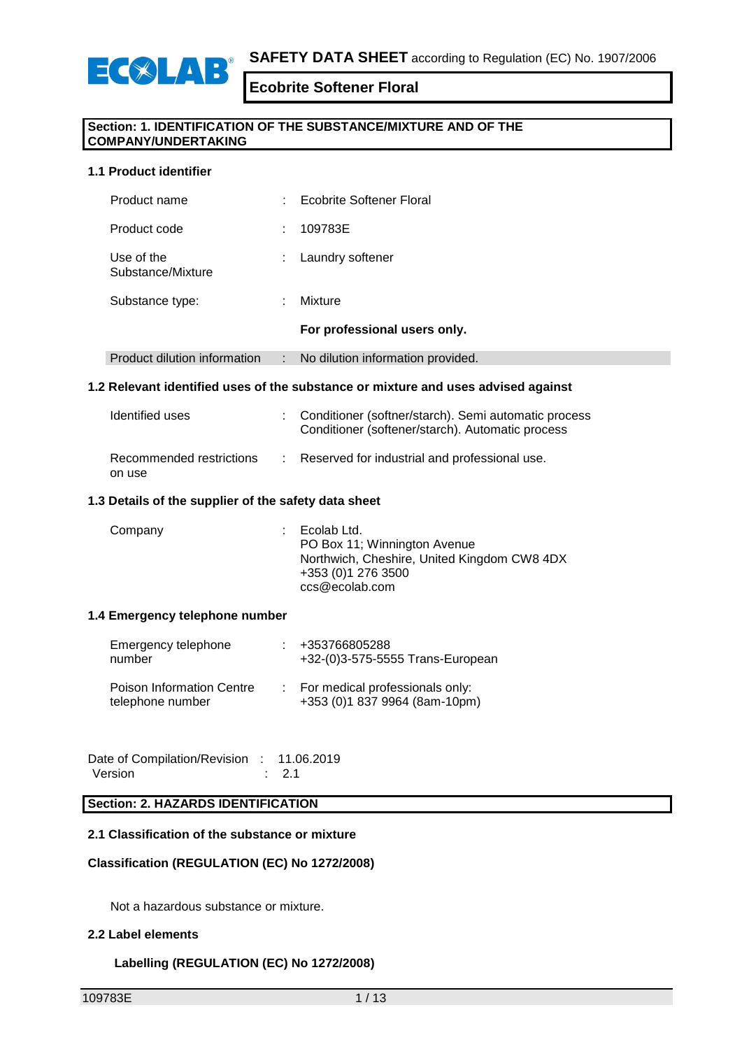# SAFETY DATA SHEET according to Regulation (EC) No. 1907/2006

## Ecobrite Softener Floral

## Section: 1. IDENTIFICATION OF THE SUBSTANCE/MIXTURE AND OF THE COMPANY/UNDERTAKING

### 1.1 Product identifier

| | | |
|---|---|---|
| Product name | : | Ecobrite Softener Floral |
| Product code | : | 109783E |
| Use of the Substance/Mixture | : | Laundry softener |
| Substance type: | : | Mixture |
| | | **For professional users only.** |
| Product dilution information | : | No dilution information provided. |

### 1.2 Relevant identified uses of the substance or mixture and uses advised against

| | | |
|---|---|---|
| Identified uses | : | Conditioner (softner/starch). Semi automatic process<br>Conditioner (softener/starch). Automatic process |
| Recommended restrictions on use | : | Reserved for industrial and professional use. |

### 1.3 Details of the supplier of the safety data sheet

| | | |
|---|---|---|
| Company | : | Ecolab Ltd.<br>PO Box 11; Winnington Avenue<br>Northwich, Cheshire, United Kingdom CW8 4DX<br>+353 (0)1 276 3500<br>ccs@ecolab.com |

### 1.4 Emergency telephone number

| | | |
|---|---|---|
| Emergency telephone number | : | +353766805288<br>+32-(0)3-575-5555 Trans-European |
| Poison Information Centre telephone number | : | For medical professionals only:<br>+353 (0)1 837 9964 (8am-10pm) |

| | | |
|---|---|---|
| Date of Compilation/Revision | : | 11.06.2019 |
| Version | : | 2.1 |

## Section: 2. HAZARDS IDENTIFICATION

### 2.1 Classification of the substance or mixture

**Classification (REGULATION (EC) No 1272/2008)**

Not a hazardous substance or mixture.

### 2.2 Label elements

**Labelling (REGULATION (EC) No 1272/2008)**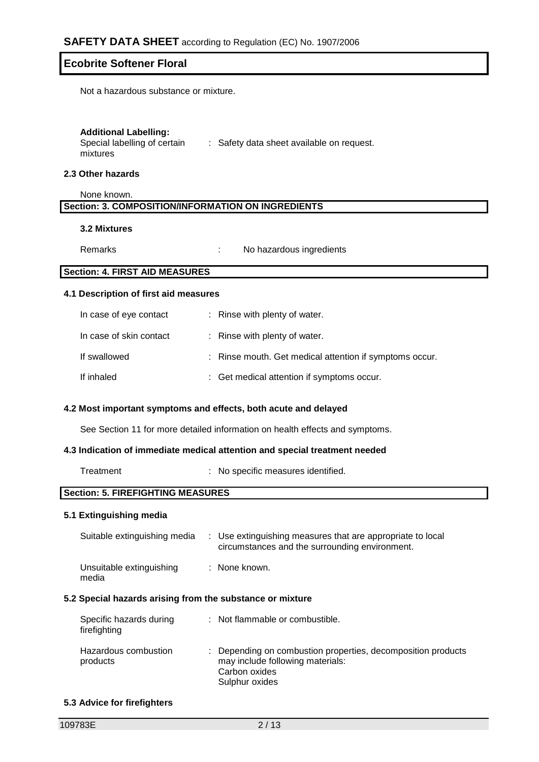Not a hazardous substance or mixture.

**Additional Labelling:**

| | |
|---|---|
| Special labelling of certain mixtures | : Safety data sheet available on request. |

**2.3 Other hazards**

None known.

## Section: 3. COMPOSITION/INFORMATION ON INGREDIENTS

**3.2 Mixtures**

| | |
|---|---|
| Remarks | : No hazardous ingredients |

## Section: 4. FIRST AID MEASURES

**4.1 Description of first aid measures**

| | |
|---|---|
| In case of eye contact | : Rinse with plenty of water. |
| In case of skin contact | : Rinse with plenty of water. |
| If swallowed | : Rinse mouth. Get medical attention if symptoms occur. |
| If inhaled | : Get medical attention if symptoms occur. |

**4.2 Most important symptoms and effects, both acute and delayed**

See Section 11 for more detailed information on health effects and symptoms.

**4.3 Indication of immediate medical attention and special treatment needed**

| | |
|---|---|
| Treatment | : No specific measures identified. |

## Section: 5. FIREFIGHTING MEASURES

**5.1 Extinguishing media**

| | |
|---|---|
| Suitable extinguishing media | : Use extinguishing measures that are appropriate to local circumstances and the surrounding environment. |
| Unsuitable extinguishing media | : None known. |

**5.2 Special hazards arising from the substance or mixture**

| | |
|---|---|
| Specific hazards during firefighting | : Not flammable or combustible. |
| Hazardous combustion products | : Depending on combustion properties, decomposition products may include following materials: Carbon oxides Sulphur oxides |

**5.3 Advice for firefighters**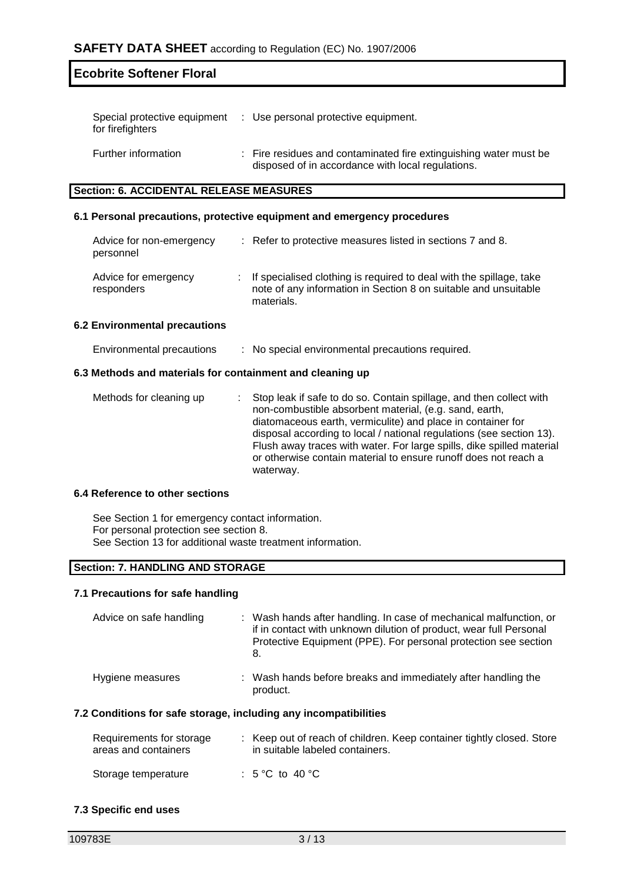| | |
|---|---|
| Special protective equipment for firefighters | : Use personal protective equipment. |
| Further information | : Fire residues and contaminated fire extinguishing water must be disposed of in accordance with local regulations. |

## Section: 6. ACCIDENTAL RELEASE MEASURES

### 6.1 Personal precautions, protective equipment and emergency procedures

| | |
|---|---|
| Advice for non-emergency personnel | : Refer to protective measures listed in sections 7 and 8. |
| Advice for emergency responders | : If specialised clothing is required to deal with the spillage, take note of any information in Section 8 on suitable and unsuitable materials. |

### 6.2 Environmental precautions

| | |
|---|---|
| Environmental precautions | : No special environmental precautions required. |

### 6.3 Methods and materials for containment and cleaning up

| | |
|---|---|
| Methods for cleaning up | : Stop leak if safe to do so. Contain spillage, and then collect with non-combustible absorbent material, (e.g. sand, earth, diatomaceous earth, vermiculite) and place in container for disposal according to local / national regulations (see section 13). Flush away traces with water. For large spills, dike spilled material or otherwise contain material to ensure runoff does not reach a waterway. |

### 6.4 Reference to other sections

See Section 1 for emergency contact information.
For personal protection see section 8.
See Section 13 for additional waste treatment information.

## Section: 7. HANDLING AND STORAGE

### 7.1 Precautions for safe handling

| | |
|---|---|
| Advice on safe handling | : Wash hands after handling. In case of mechanical malfunction, or if in contact with unknown dilution of product, wear full Personal Protective Equipment (PPE). For personal protection see section 8. |
| Hygiene measures | : Wash hands before breaks and immediately after handling the product. |

### 7.2 Conditions for safe storage, including any incompatibilities

| | |
|---|---|
| Requirements for storage areas and containers | : Keep out of reach of children. Keep container tightly closed. Store in suitable labeled containers. |
| Storage temperature | : 5 °C to 40 °C |

### 7.3 Specific end uses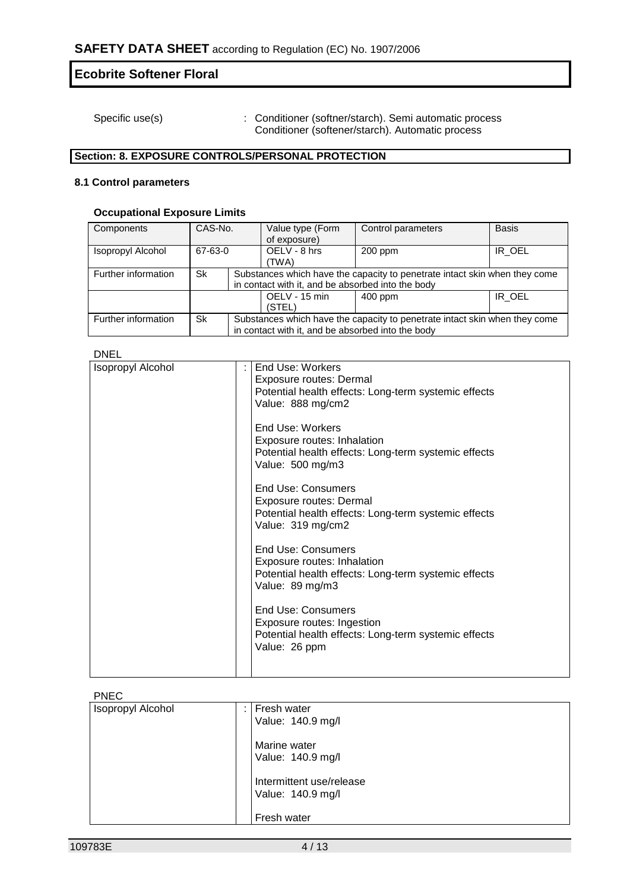Specific use(s) : Conditioner (softner/starch). Semi automatic process
Conditioner (softener/starch). Automatic process

## Section: 8. EXPOSURE CONTROLS/PERSONAL PROTECTION

### 8.1 Control parameters

#### Occupational Exposure Limits

| Components | CAS-No. | Value type (Form of exposure) | Control parameters | Basis |
|---|---|---|---|---|
| Isopropyl Alcohol | 67-63-0 | OELV - 8 hrs (TWA) | 200 ppm | IR_OEL |
| Further information | Sk | Substances which have the capacity to penetrate intact skin when they come in contact with it, and be absorbed into the body | | |
| | | OELV - 15 min (STEL) | 400 ppm | IR_OEL |
| Further information | Sk | Substances which have the capacity to penetrate intact skin when they come in contact with it, and be absorbed into the body | | |

DNEL

| | | |
|---|---|---|
| Isopropyl Alcohol | : | End Use: Workers<br>Exposure routes: Dermal<br>Potential health effects: Long-term systemic effects<br>Value: 888 mg/cm2<br><br>End Use: Workers<br>Exposure routes: Inhalation<br>Potential health effects: Long-term systemic effects<br>Value: 500 mg/m3<br><br>End Use: Consumers<br>Exposure routes: Dermal<br>Potential health effects: Long-term systemic effects<br>Value: 319 mg/cm2<br><br>End Use: Consumers<br>Exposure routes: Inhalation<br>Potential health effects: Long-term systemic effects<br>Value: 89 mg/m3<br><br>End Use: Consumers<br>Exposure routes: Ingestion<br>Potential health effects: Long-term systemic effects<br>Value: 26 ppm |

PNEC

| | | |
|---|---|---|
| Isopropyl Alcohol | : | Fresh water<br>Value: 140.9 mg/l<br><br>Marine water<br>Value: 140.9 mg/l<br><br>Intermittent use/release<br>Value: 140.9 mg/l<br><br>Fresh water |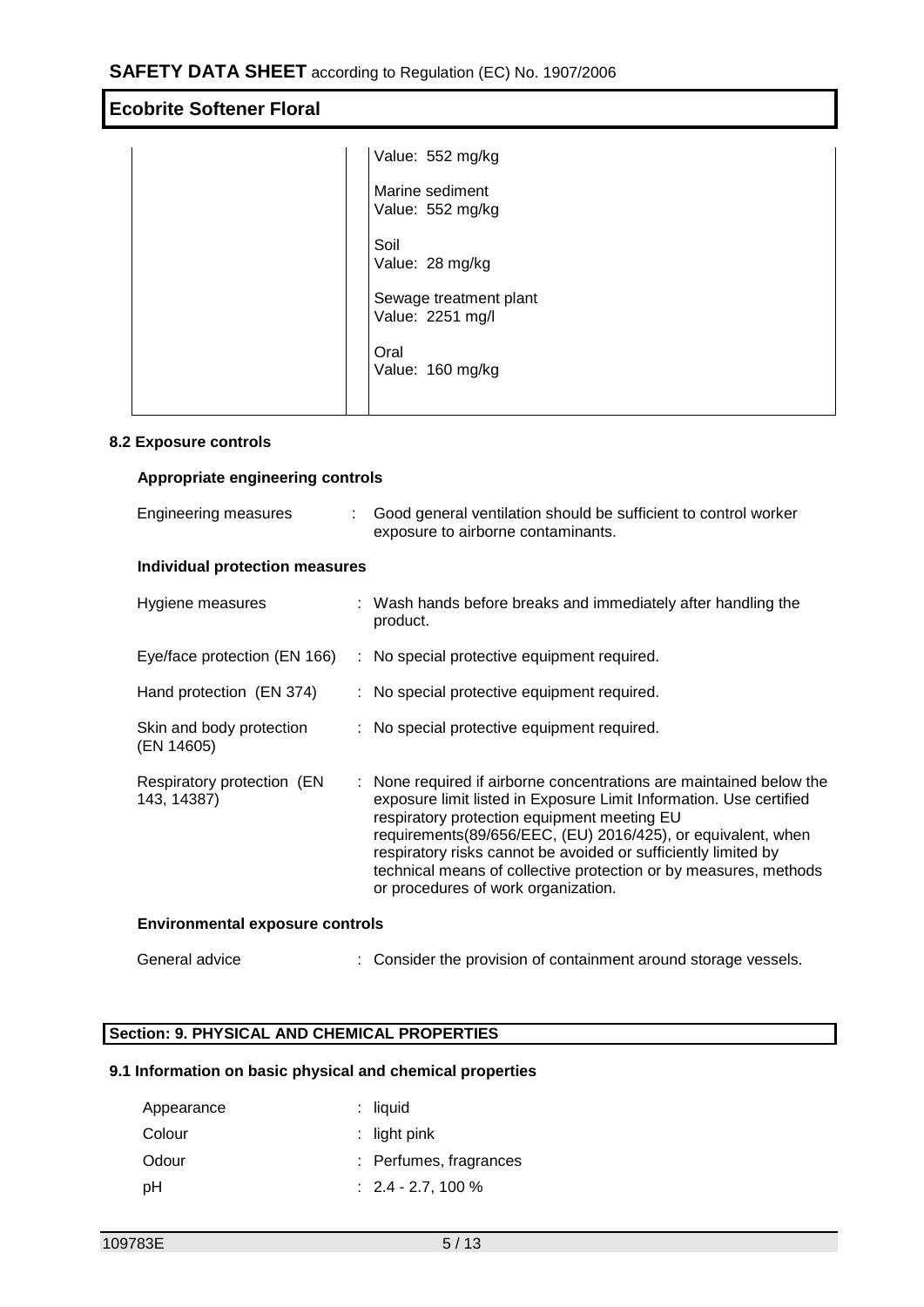| | | |
|---|---|---|
| | | Value: 552 mg/kg<br><br>Marine sediment<br>Value: 552 mg/kg<br><br>Soil<br>Value: 28 mg/kg<br><br>Sewage treatment plant<br>Value: 2251 mg/l<br><br>Oral<br>Value: 160 mg/kg |

### 8.2 Exposure controls

**Appropriate engineering controls**

Engineering measures : Good general ventilation should be sufficient to control worker exposure to airborne contaminants.

**Individual protection measures**

Hygiene measures : Wash hands before breaks and immediately after handling the product.

Eye/face protection (EN 166) : No special protective equipment required.

Hand protection (EN 374) : No special protective equipment required.

Skin and body protection (EN 14605) : No special protective equipment required.

Respiratory protection (EN 143, 14387) : None required if airborne concentrations are maintained below the exposure limit listed in Exposure Limit Information. Use certified respiratory protection equipment meeting EU requirements(89/656/EEC, (EU) 2016/425), or equivalent, when respiratory risks cannot be avoided or sufficiently limited by technical means of collective protection or by measures, methods or procedures of work organization.

**Environmental exposure controls**

General advice : Consider the provision of containment around storage vessels.

## Section: 9. PHYSICAL AND CHEMICAL PROPERTIES

### 9.1 Information on basic physical and chemical properties

Appearance : liquid

Colour : light pink

Odour : Perfumes, fragrances

pH : 2.4 - 2.7, 100 %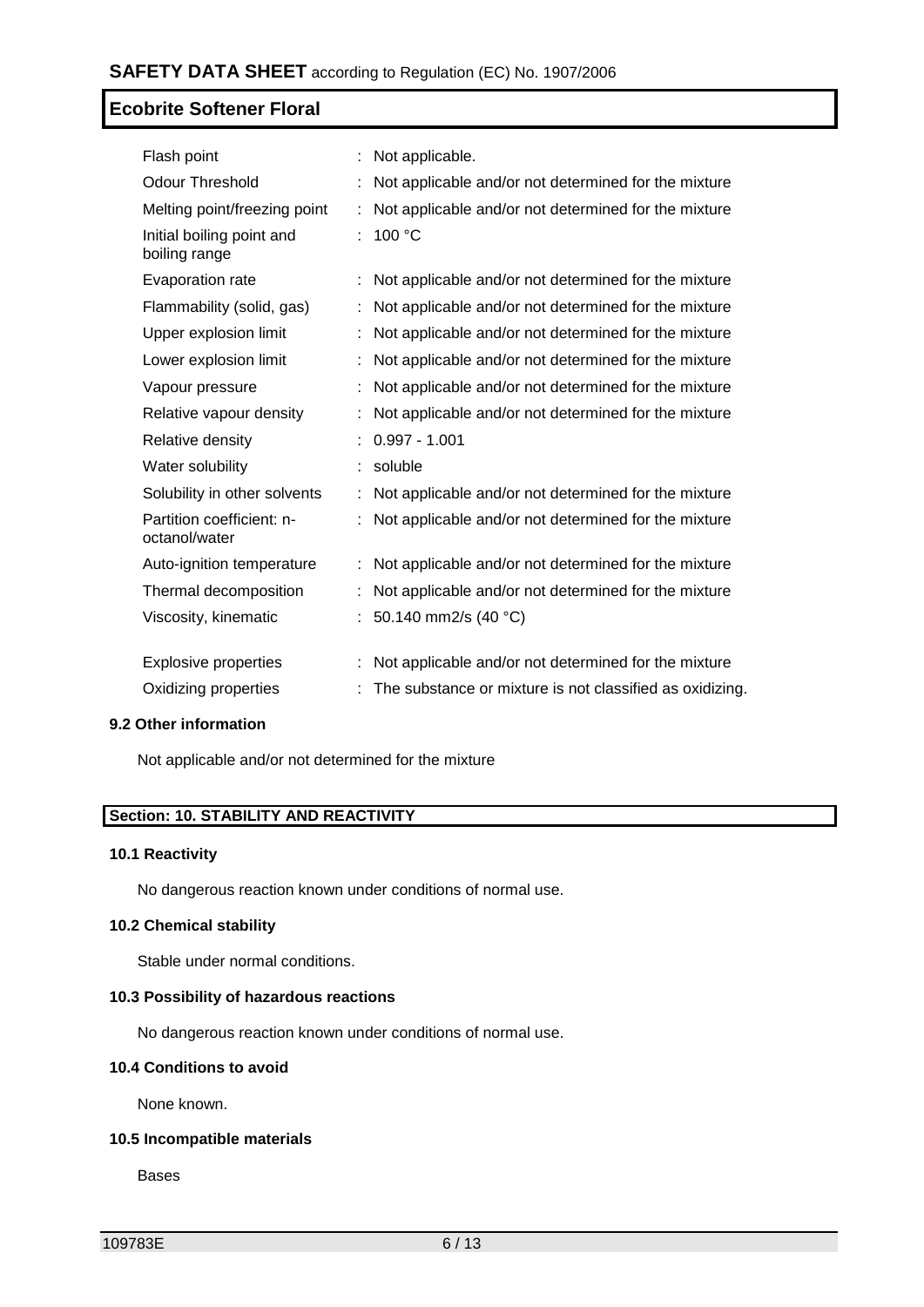| | | |
|---|---|---|
| Flash point | : | Not applicable. |
| Odour Threshold | : | Not applicable and/or not determined for the mixture |
| Melting point/freezing point | : | Not applicable and/or not determined for the mixture |
| Initial boiling point and boiling range | : | 100 °C |
| Evaporation rate | : | Not applicable and/or not determined for the mixture |
| Flammability (solid, gas) | : | Not applicable and/or not determined for the mixture |
| Upper explosion limit | : | Not applicable and/or not determined for the mixture |
| Lower explosion limit | : | Not applicable and/or not determined for the mixture |
| Vapour pressure | : | Not applicable and/or not determined for the mixture |
| Relative vapour density | : | Not applicable and/or not determined for the mixture |
| Relative density | : | 0.997 - 1.001 |
| Water solubility | : | soluble |
| Solubility in other solvents | : | Not applicable and/or not determined for the mixture |
| Partition coefficient: n-octanol/water | : | Not applicable and/or not determined for the mixture |
| Auto-ignition temperature | : | Not applicable and/or not determined for the mixture |
| Thermal decomposition | : | Not applicable and/or not determined for the mixture |
| Viscosity, kinematic | : | 50.140 mm2/s (40 °C) |
| Explosive properties | : | Not applicable and/or not determined for the mixture |
| Oxidizing properties | : | The substance or mixture is not classified as oxidizing. |

### 9.2 Other information

Not applicable and/or not determined for the mixture

## Section: 10. STABILITY AND REACTIVITY

### 10.1 Reactivity

No dangerous reaction known under conditions of normal use.

### 10.2 Chemical stability

Stable under normal conditions.

### 10.3 Possibility of hazardous reactions

No dangerous reaction known under conditions of normal use.

### 10.4 Conditions to avoid

None known.

### 10.5 Incompatible materials

Bases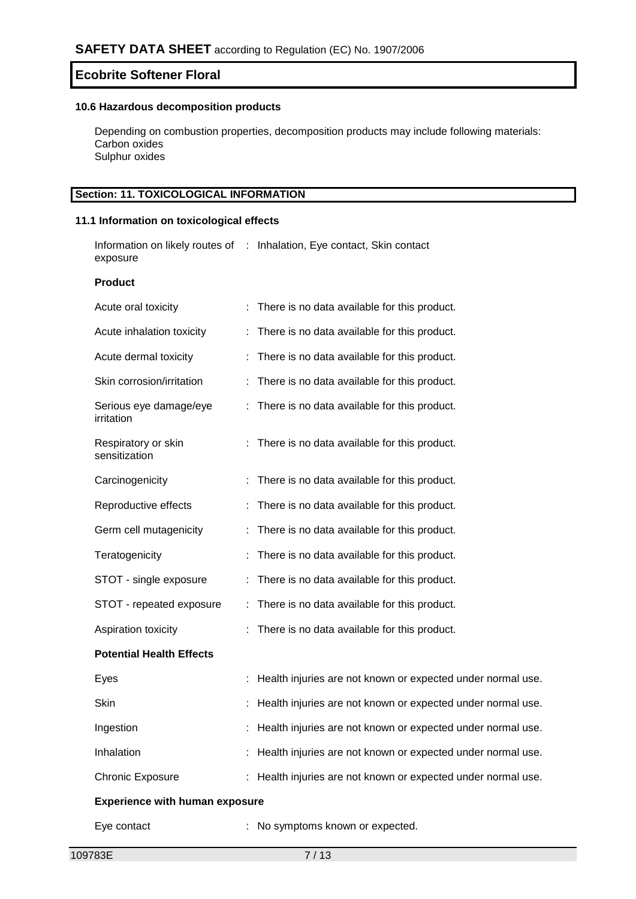### 10.6 Hazardous decomposition products

Depending on combustion properties, decomposition products may include following materials:
Carbon oxides
Sulphur oxides

## Section: 11. TOXICOLOGICAL INFORMATION

### 11.1 Information on toxicological effects

Information on likely routes of exposure : Inhalation, Eye contact, Skin contact

**Product**

| | |
|---|---|
| Acute oral toxicity | : There is no data available for this product. |
| Acute inhalation toxicity | : There is no data available for this product. |
| Acute dermal toxicity | : There is no data available for this product. |
| Skin corrosion/irritation | : There is no data available for this product. |
| Serious eye damage/eye irritation | : There is no data available for this product. |
| Respiratory or skin sensitization | : There is no data available for this product. |
| Carcinogenicity | : There is no data available for this product. |
| Reproductive effects | : There is no data available for this product. |
| Germ cell mutagenicity | : There is no data available for this product. |
| Teratogenicity | : There is no data available for this product. |
| STOT - single exposure | : There is no data available for this product. |
| STOT - repeated exposure | : There is no data available for this product. |
| Aspiration toxicity | : There is no data available for this product. |

**Potential Health Effects**

| | |
|---|---|
| Eyes | : Health injuries are not known or expected under normal use. |
| Skin | : Health injuries are not known or expected under normal use. |
| Ingestion | : Health injuries are not known or expected under normal use. |
| Inhalation | : Health injuries are not known or expected under normal use. |
| Chronic Exposure | : Health injuries are not known or expected under normal use. |

**Experience with human exposure**

| | |
|---|---|
| Eye contact | : No symptoms known or expected. |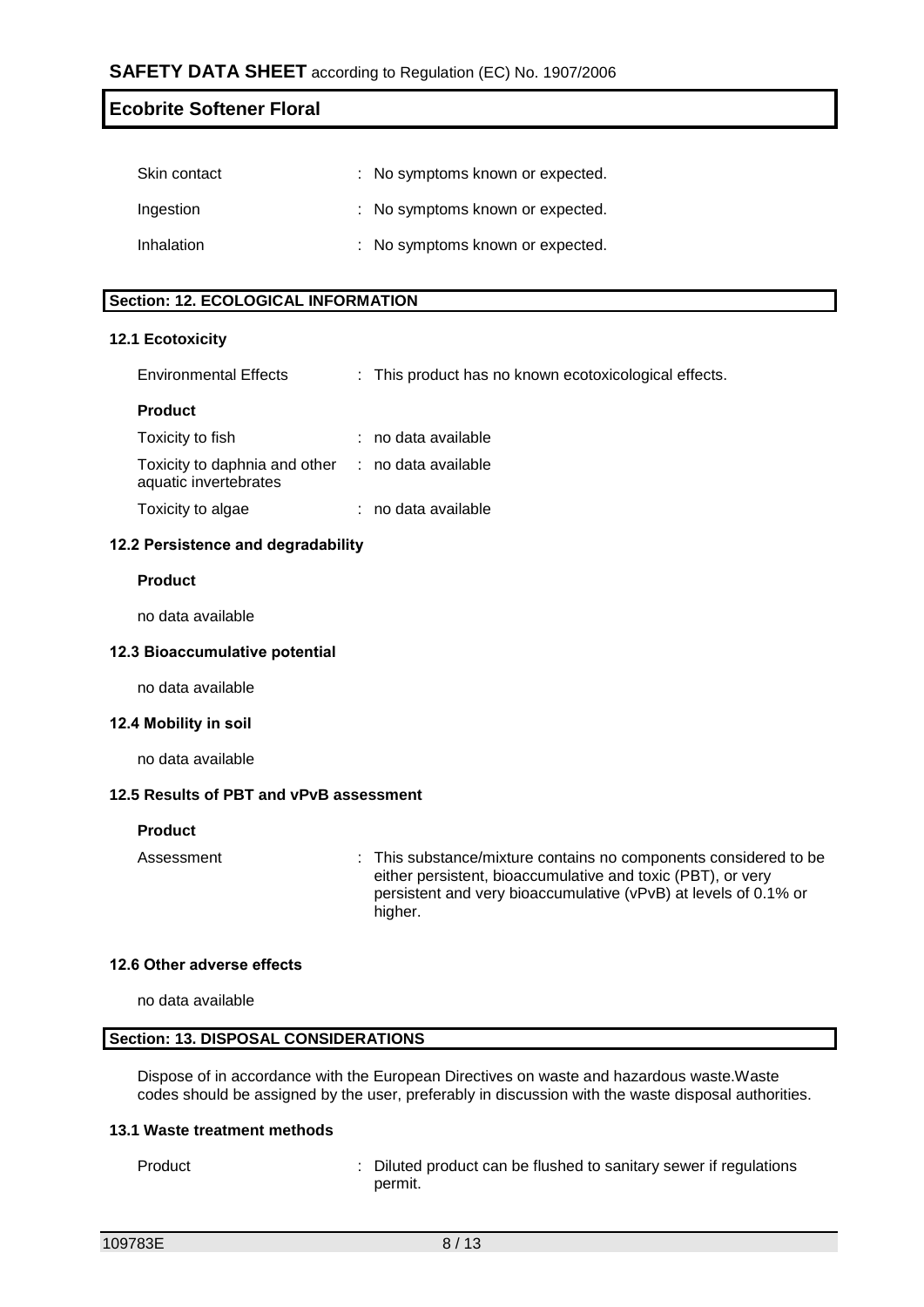| | |
|---|---|
| Skin contact | : No symptoms known or expected. |
| Ingestion | : No symptoms known or expected. |
| Inhalation | : No symptoms known or expected. |

## Section: 12. ECOLOGICAL INFORMATION

### 12.1 Ecotoxicity

| | |
|---|---|
| Environmental Effects | : This product has no known ecotoxicological effects. |

**Product**

| | |
|---|---|
| Toxicity to fish | : no data available |
| Toxicity to daphnia and other aquatic invertebrates | : no data available |
| Toxicity to algae | : no data available |

### 12.2 Persistence and degradability

**Product**

no data available

### 12.3 Bioaccumulative potential

no data available

### 12.4 Mobility in soil

no data available

### 12.5 Results of PBT and vPvB assessment

**Product**

| | |
|---|---|
| Assessment | : This substance/mixture contains no components considered to be either persistent, bioaccumulative and toxic (PBT), or very persistent and very bioaccumulative (vPvB) at levels of 0.1% or higher. |

### 12.6 Other adverse effects

no data available

## Section: 13. DISPOSAL CONSIDERATIONS

Dispose of in accordance with the European Directives on waste and hazardous waste.Waste codes should be assigned by the user, preferably in discussion with the waste disposal authorities.

### 13.1 Waste treatment methods

| | |
|---|---|
| Product | : Diluted product can be flushed to sanitary sewer if regulations permit. |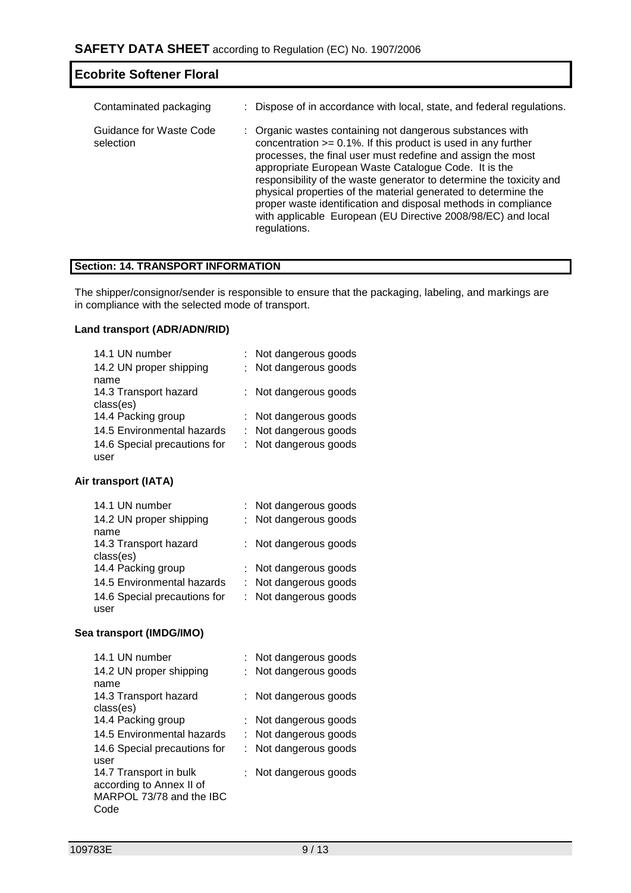| | |
|---|---|
| Contaminated packaging | : Dispose of in accordance with local, state, and federal regulations. |
| Guidance for Waste Code selection | : Organic wastes containing not dangerous substances with concentration >= 0.1%. If this product is used in any further processes, the final user must redefine and assign the most appropriate European Waste Catalogue Code. It is the responsibility of the waste generator to determine the toxicity and physical properties of the material generated to determine the proper waste identification and disposal methods in compliance with applicable European (EU Directive 2008/98/EC) and local regulations. |

## Section: 14. TRANSPORT INFORMATION

The shipper/consignor/sender is responsible to ensure that the packaging, labeling, and markings are in compliance with the selected mode of transport.

### Land transport (ADR/ADN/RID)

| | |
|---|---|
| 14.1 UN number | : Not dangerous goods |
| 14.2 UN proper shipping name | : Not dangerous goods |
| 14.3 Transport hazard class(es) | : Not dangerous goods |
| 14.4 Packing group | : Not dangerous goods |
| 14.5 Environmental hazards | : Not dangerous goods |
| 14.6 Special precautions for user | : Not dangerous goods |

### Air transport (IATA)

| | |
|---|---|
| 14.1 UN number | : Not dangerous goods |
| 14.2 UN proper shipping name | : Not dangerous goods |
| 14.3 Transport hazard class(es) | : Not dangerous goods |
| 14.4 Packing group | : Not dangerous goods |
| 14.5 Environmental hazards | : Not dangerous goods |
| 14.6 Special precautions for user | : Not dangerous goods |

### Sea transport (IMDG/IMO)

| | |
|---|---|
| 14.1 UN number | : Not dangerous goods |
| 14.2 UN proper shipping name | : Not dangerous goods |
| 14.3 Transport hazard class(es) | : Not dangerous goods |
| 14.4 Packing group | : Not dangerous goods |
| 14.5 Environmental hazards | : Not dangerous goods |
| 14.6 Special precautions for user | : Not dangerous goods |
| 14.7 Transport in bulk according to Annex II of MARPOL 73/78 and the IBC Code | : Not dangerous goods |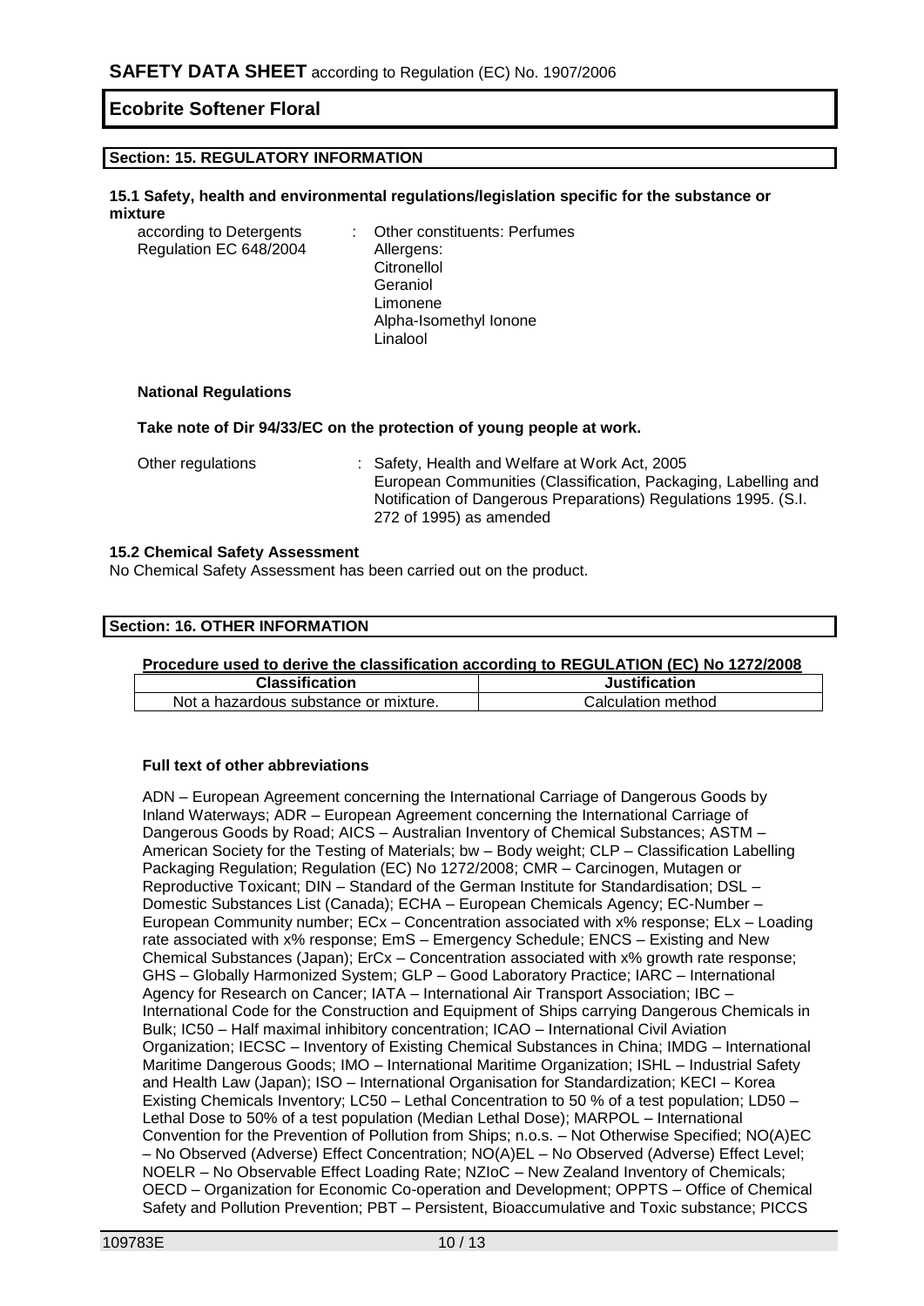## Section: 15. REGULATORY INFORMATION

### 15.1 Safety, health and environmental regulations/legislation specific for the substance or mixture

according to Detergents Regulation EC 648/2004 : Other constituents: Perfumes
Allergens:
Citronellol
Geraniol
Limonene
Alpha-Isomethyl Ionone
Linalool

**National Regulations**

**Take note of Dir 94/33/EC on the protection of young people at work.**

Other regulations : Safety, Health and Welfare at Work Act, 2005
European Communities (Classification, Packaging, Labelling and Notification of Dangerous Preparations) Regulations 1995. (S.I. 272 of 1995) as amended

### 15.2 Chemical Safety Assessment

No Chemical Safety Assessment has been carried out on the product.

## Section: 16. OTHER INFORMATION

**Procedure used to derive the classification according to REGULATION (EC) No 1272/2008**

| Classification | Justification |
|---|---|
| Not a hazardous substance or mixture. | Calculation method |

**Full text of other abbreviations**

ADN – European Agreement concerning the International Carriage of Dangerous Goods by Inland Waterways; ADR – European Agreement concerning the International Carriage of Dangerous Goods by Road; AICS – Australian Inventory of Chemical Substances; ASTM – American Society for the Testing of Materials; bw – Body weight; CLP – Classification Labelling Packaging Regulation; Regulation (EC) No 1272/2008; CMR – Carcinogen, Mutagen or Reproductive Toxicant; DIN – Standard of the German Institute for Standardisation; DSL – Domestic Substances List (Canada); ECHA – European Chemicals Agency; EC-Number – European Community number; ECx – Concentration associated with x% response; ELx – Loading rate associated with x% response; EmS – Emergency Schedule; ENCS – Existing and New Chemical Substances (Japan); ErCx – Concentration associated with x% growth rate response; GHS – Globally Harmonized System; GLP – Good Laboratory Practice; IARC – International Agency for Research on Cancer; IATA – International Air Transport Association; IBC – International Code for the Construction and Equipment of Ships carrying Dangerous Chemicals in Bulk; IC50 – Half maximal inhibitory concentration; ICAO – International Civil Aviation Organization; IECSC – Inventory of Existing Chemical Substances in China; IMDG – International Maritime Dangerous Goods; IMO – International Maritime Organization; ISHL – Industrial Safety and Health Law (Japan); ISO – International Organisation for Standardization; KECI – Korea Existing Chemicals Inventory; LC50 – Lethal Concentration to 50 % of a test population; LD50 – Lethal Dose to 50% of a test population (Median Lethal Dose); MARPOL – International Convention for the Prevention of Pollution from Ships; n.o.s. – Not Otherwise Specified; NO(A)EC – No Observed (Adverse) Effect Concentration; NO(A)EL – No Observed (Adverse) Effect Level; NOELR – No Observable Effect Loading Rate; NZIoC – New Zealand Inventory of Chemicals; OECD – Organization for Economic Co-operation and Development; OPPTS – Office of Chemical Safety and Pollution Prevention; PBT – Persistent, Bioaccumulative and Toxic substance; PICCS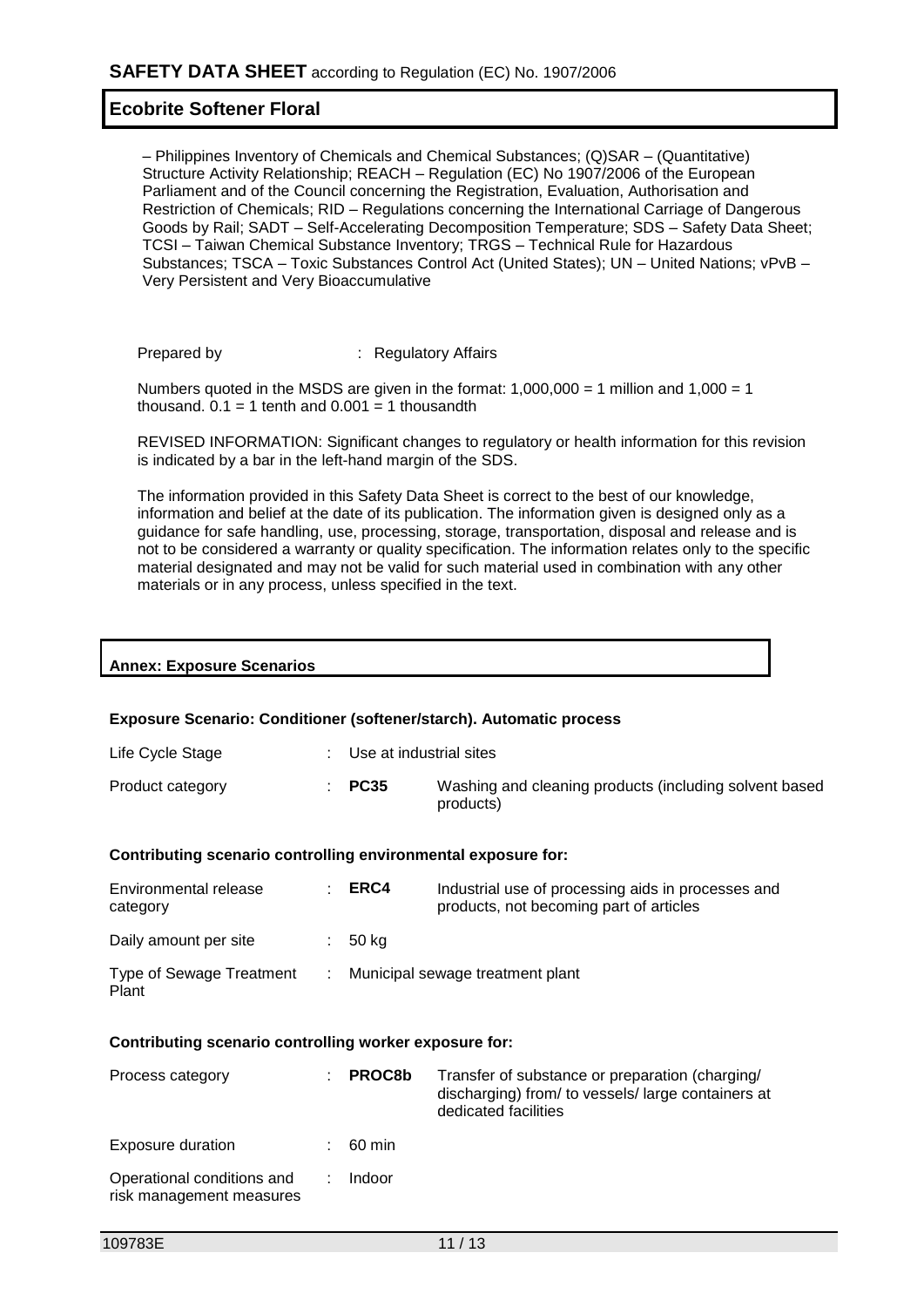– Philippines Inventory of Chemicals and Chemical Substances; (Q)SAR – (Quantitative) Structure Activity Relationship; REACH – Regulation (EC) No 1907/2006 of the European Parliament and of the Council concerning the Registration, Evaluation, Authorisation and Restriction of Chemicals; RID – Regulations concerning the International Carriage of Dangerous Goods by Rail; SADT – Self-Accelerating Decomposition Temperature; SDS – Safety Data Sheet; TCSI – Taiwan Chemical Substance Inventory; TRGS – Technical Rule for Hazardous Substances; TSCA – Toxic Substances Control Act (United States); UN – United Nations; vPvB – Very Persistent and Very Bioaccumulative

Prepared by : Regulatory Affairs

Numbers quoted in the MSDS are given in the format: 1,000,000 = 1 million and 1,000 = 1 thousand. 0.1 = 1 tenth and 0.001 = 1 thousandth

REVISED INFORMATION: Significant changes to regulatory or health information for this revision is indicated by a bar in the left-hand margin of the SDS.

The information provided in this Safety Data Sheet is correct to the best of our knowledge, information and belief at the date of its publication. The information given is designed only as a guidance for safe handling, use, processing, storage, transportation, disposal and release and is not to be considered a warranty or quality specification. The information relates only to the specific material designated and may not be valid for such material used in combination with any other materials or in any process, unless specified in the text.

## Annex: Exposure Scenarios

### Exposure Scenario: Conditioner (softener/starch). Automatic process

| | | | |
|---|---|---|---|
| Life Cycle Stage | : | Use at industrial sites | |
| Product category | : | **PC35** | Washing and cleaning products (including solvent based products) |

**Contributing scenario controlling environmental exposure for:**

| | | | |
|---|---|---|---|
| Environmental release category | : | **ERC4** | Industrial use of processing aids in processes and products, not becoming part of articles |
| Daily amount per site | : | 50 kg | |
| Type of Sewage Treatment Plant | : | Municipal sewage treatment plant | |

**Contributing scenario controlling worker exposure for:**

| | | | |
|---|---|---|---|
| Process category | : | **PROC8b** | Transfer of substance or preparation (charging/ discharging) from/ to vessels/ large containers at dedicated facilities |
| Exposure duration | : | 60 min | |
| Operational conditions and risk management measures | : | Indoor | |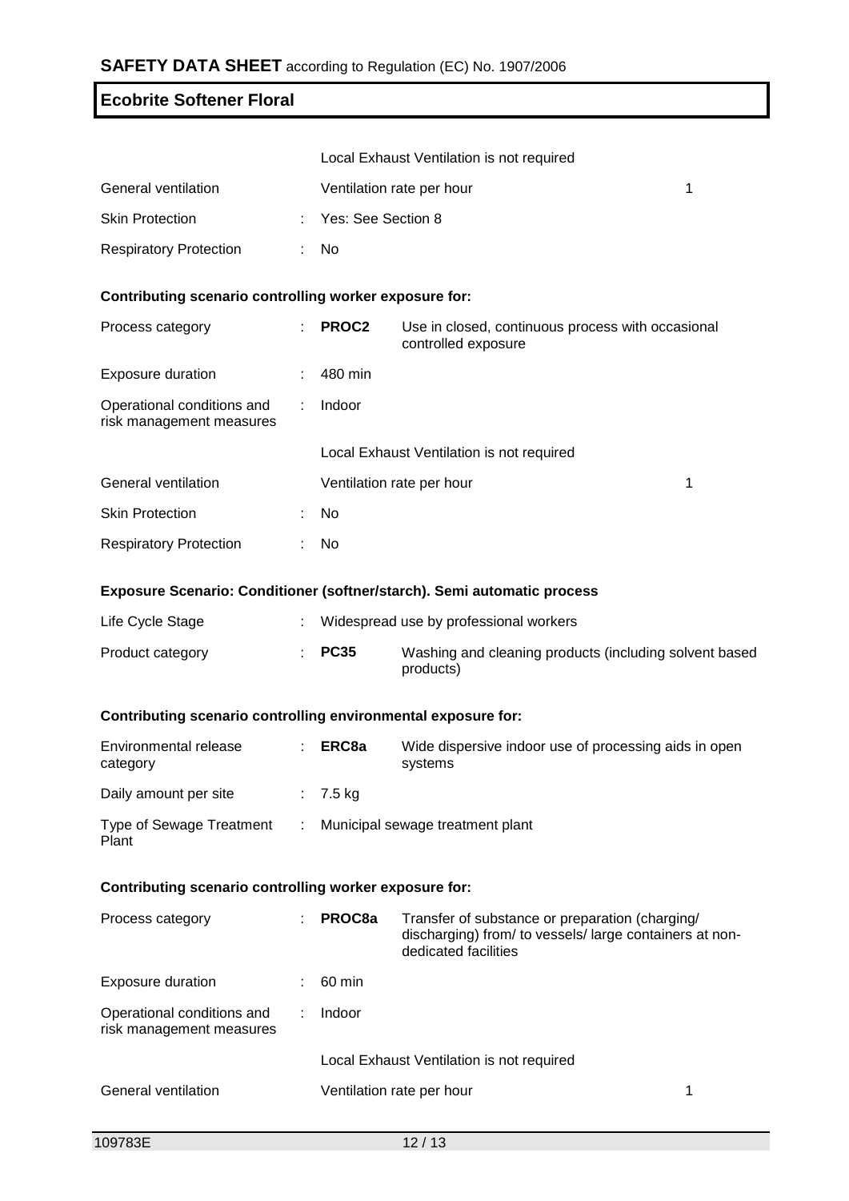| | | | |
|---|---|---|---|
| | | Local Exhaust Ventilation is not required | |
| General ventilation | | Ventilation rate per hour | 1 |
| Skin Protection | : | Yes: See Section 8 | |
| Respiratory Protection | : | No | |

**Contributing scenario controlling worker exposure for:**

| | | | |
|---|---|---|---|
| Process category | : | **PROC2** | Use in closed, continuous process with occasional controlled exposure |
| Exposure duration | : | 480 min | |
| Operational conditions and risk management measures | : | Indoor | |
| | | Local Exhaust Ventilation is not required | |
| General ventilation | | Ventilation rate per hour | 1 |
| Skin Protection | : | No | |
| Respiratory Protection | : | No | |

**Exposure Scenario: Conditioner (softner/starch). Semi automatic process**

| | | | |
|---|---|---|---|
| Life Cycle Stage | : | Widespread use by professional workers | |
| Product category | : | **PC35** | Washing and cleaning products (including solvent based products) |

**Contributing scenario controlling environmental exposure for:**

| | | | |
|---|---|---|---|
| Environmental release category | : | **ERC8a** | Wide dispersive indoor use of processing aids in open systems |
| Daily amount per site | : | 7.5 kg | |
| Type of Sewage Treatment Plant | : | Municipal sewage treatment plant | |

**Contributing scenario controlling worker exposure for:**

| | | | |
|---|---|---|---|
| Process category | : | **PROC8a** | Transfer of substance or preparation (charging/ discharging) from/ to vessels/ large containers at non-dedicated facilities |
| Exposure duration | : | 60 min | |
| Operational conditions and risk management measures | : | Indoor | |
| | | Local Exhaust Ventilation is not required | |
| General ventilation | | Ventilation rate per hour | 1 |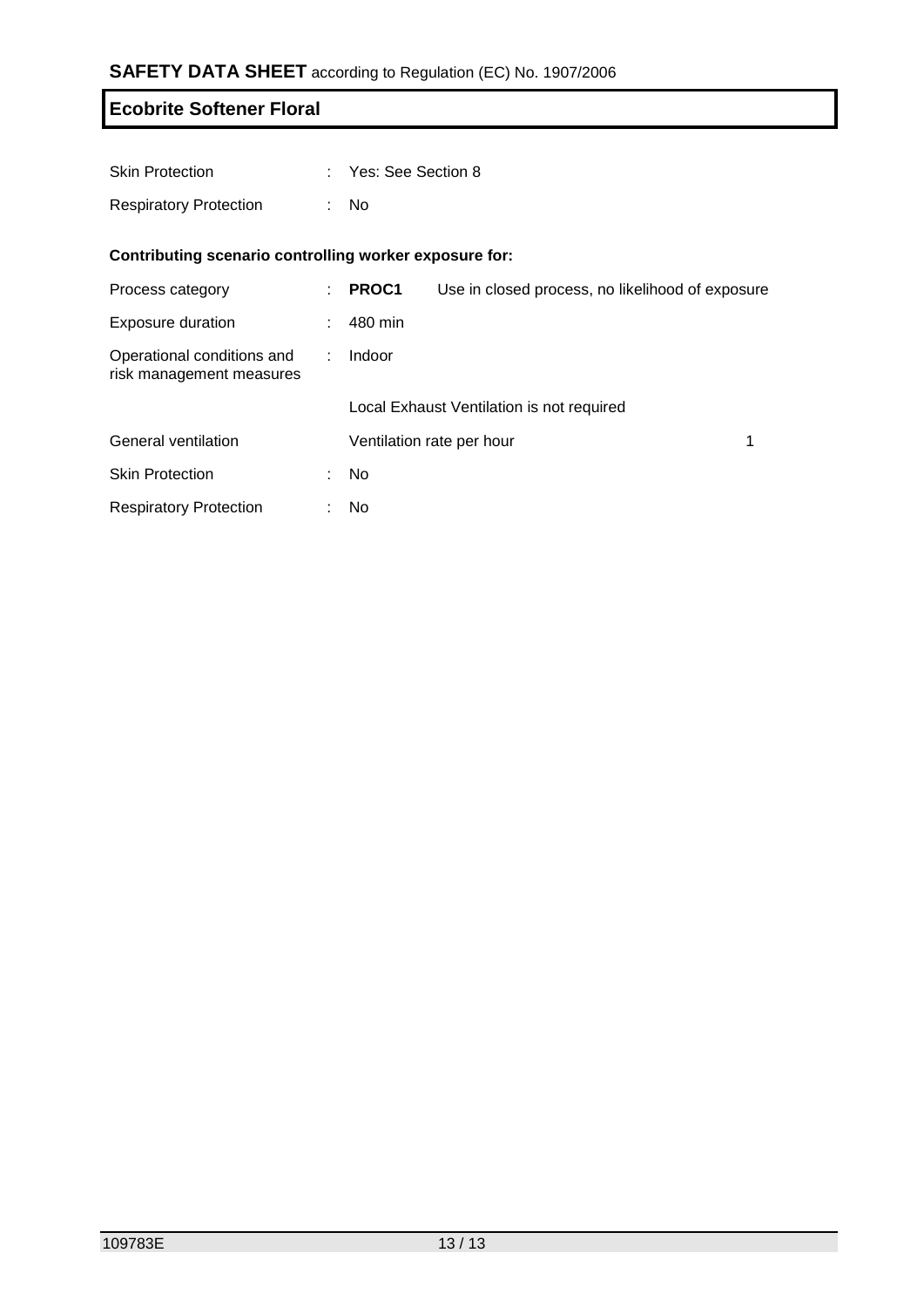| | | |
|---|---|---|
| Skin Protection | : | Yes: See Section 8 |
| Respiratory Protection | : | No |

**Contributing scenario controlling worker exposure for:**

| | | | |
|---|---|---|---|
| Process category | : | **PROC1** | Use in closed process, no likelihood of exposure |
| Exposure duration | : | 480 min | |
| Operational conditions and risk management measures | : | Indoor | |
| | | Local Exhaust Ventilation is not required | |
| General ventilation | | Ventilation rate per hour | 1 |
| Skin Protection | : | No | |
| Respiratory Protection | : | No | |